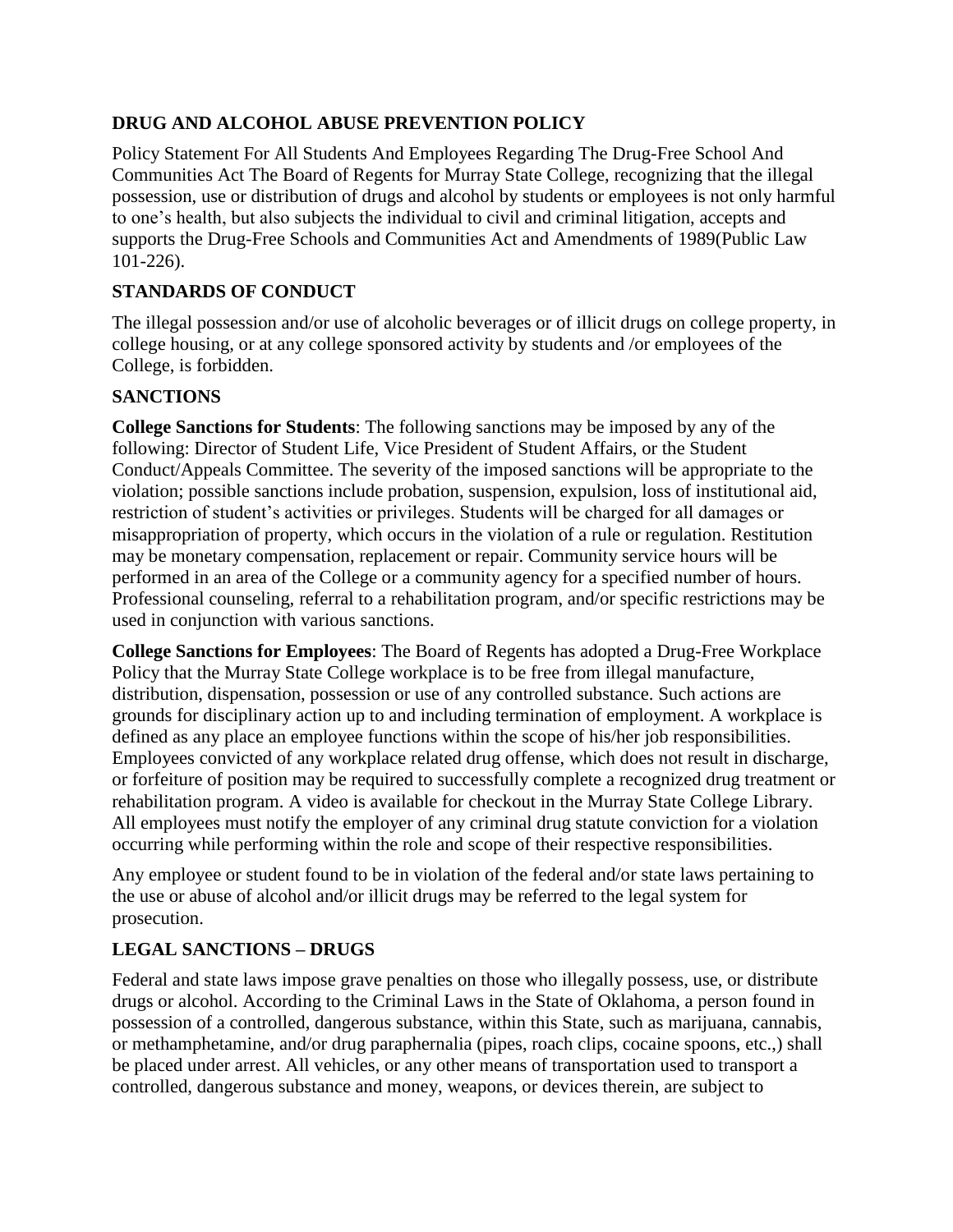## DRUG AND ALCOHOL ABUSE PREVENTION POLICY

Policy Statement For All Students And Employees Regarding The Drug-Free School And Communities Act The Board of Regents for Murray State College, recognizing that the illegal possession, use or distribution of drugs and alcohol by students or employees is not only harmful to one's health, but also subjects the individual to civil and criminal litigation, accepts and supports the Drug-Free Schools and Communities Act and Amendments of 1989(Public Law 101-226).

## STANDARDS OF CONDUCT

The illegal possession and/or use of alcoholic beverages or of illicit drugs on college property, in college housing, or at any college sponsored activity by students and /or employees of the College, is forbidden.

## SANCTIONS

**College Sanctions for Students**: The following sanctions may be imposed by any of the following: Director of Student Life, Vice President of Student Affairs, or the Student Conduct/Appeals Committee. The severity of the imposed sanctions will be appropriate to the violation; possible sanctions include probation, suspension, expulsion, loss of institutional aid, restriction of student's activities or privileges. Students will be charged for all damages or misappropriation of property, which occurs in the violation of a rule or regulation. Restitution may be monetary compensation, replacement or repair. Community service hours will be performed in an area of the College or a community agency for a specified number of hours. Professional counseling, referral to a rehabilitation program, and/or specific restrictions may be used in conjunction with various sanctions.

**College Sanctions for Employees**: The Board of Regents has adopted a Drug-Free Workplace Policy that the Murray State College workplace is to be free from illegal manufacture, distribution, dispensation, possession or use of any controlled substance. Such actions are grounds for disciplinary action up to and including termination of employment. A workplace is defined as any place an employee functions within the scope of his/her job responsibilities. Employees convicted of any workplace related drug offense, which does not result in discharge, or forfeiture of position may be required to successfully complete a recognized drug treatment or rehabilitation program. A video is available for checkout in the Murray State College Library. All employees must notify the employer of any criminal drug statute conviction for a violation occurring while performing within the role and scope of their respective responsibilities.

Any employee or student found to be in violation of the federal and/or state laws pertaining to the use or abuse of alcohol and/or illicit drugs may be referred to the legal system for prosecution.

## LEGAL SANCTIONS – DRUGS

Federal and state laws impose grave penalties on those who illegally possess, use, or distribute drugs or alcohol. According to the Criminal Laws in the State of Oklahoma, a person found in possession of a controlled, dangerous substance, within this State, such as marijuana, cannabis, or methamphetamine, and/or drug paraphernalia (pipes, roach clips, cocaine spoons, etc.,) shall be placed under arrest. All vehicles, or any other means of transportation used to transport a controlled, dangerous substance and money, weapons, or devices therein, are subject to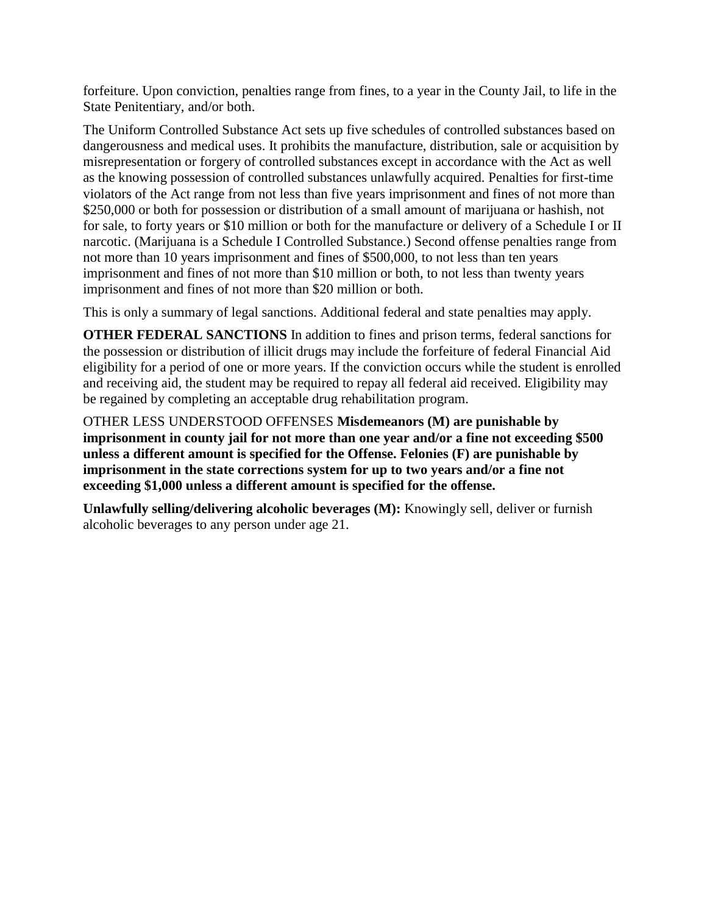forfeiture. Upon conviction, penalties range from fines, to a year in the County Jail, to life in the State Penitentiary, and/or both.

The Uniform Controlled Substance Act sets up five schedules of controlled substances based on dangerousness and medical uses. It prohibits the manufacture, distribution, sale or acquisition by misrepresentation or forgery of controlled substances except in accordance with the Act as well as the knowing possession of controlled substances unlawfully acquired. Penalties for first-time violators of the Act range from not less than five years imprisonment and fines of not more than $250,000 or both for possession or distribution of a small amount of marijuana or hashish, not for sale, to forty years or $10 million or both for the manufacture or delivery of a Schedule I or II narcotic. (Marijuana is a Schedule I Controlled Substance.) Second offense penalties range from not more than 10 years imprisonment and fines of $500,000, to not less than ten years imprisonment and fines of not more than $10 million or both, to not less than twenty years imprisonment and fines of not more than $20 million or both.

This is only a summary of legal sanctions. Additional federal and state penalties may apply.

**OTHER FEDERAL SANCTIONS** In addition to fines and prison terms, federal sanctions for the possession or distribution of illicit drugs may include the forfeiture of federal Financial Aid eligibility for a period of one or more years. If the conviction occurs while the student is enrolled and receiving aid, the student may be required to repay all federal aid received. Eligibility may be regained by completing an acceptable drug rehabilitation program.

OTHER LESS UNDERSTOOD OFFENSES **Misdemeanors (M) are punishable by imprisonment in county jail for not more than one year and/or a fine not exceeding $500 unless a different amount is specified for the Offense. Felonies (F) are punishable by imprisonment in the state corrections system for up to two years and/or a fine not exceeding $1,000 unless a different amount is specified for the offense.**

**Unlawfully selling/delivering alcoholic beverages (M):** Knowingly sell, deliver or furnish alcoholic beverages to any person under age 21.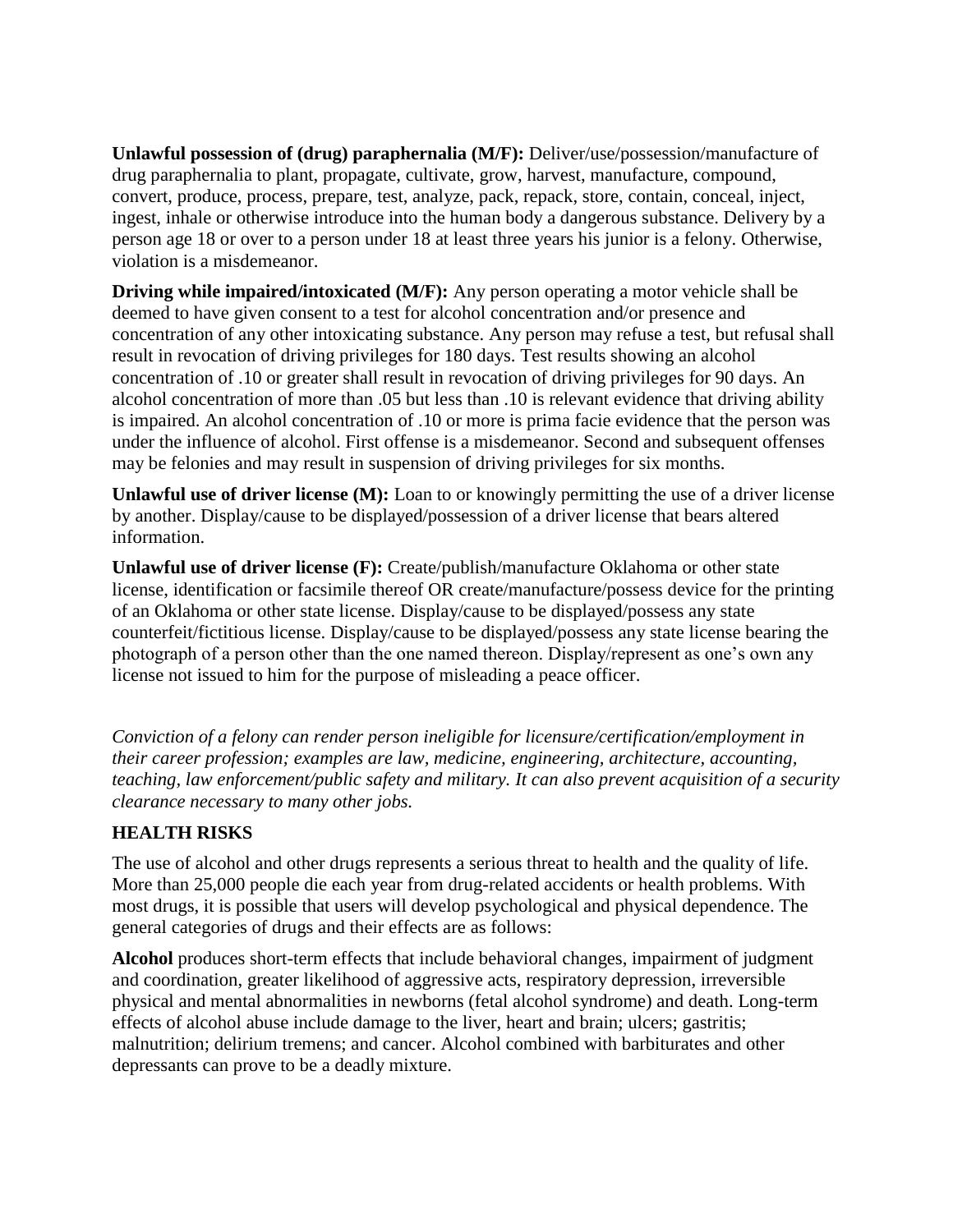**Unlawful possession of (drug) paraphernalia (M/F):** Deliver/use/possession/manufacture of drug paraphernalia to plant, propagate, cultivate, grow, harvest, manufacture, compound, convert, produce, process, prepare, test, analyze, pack, repack, store, contain, conceal, inject, ingest, inhale or otherwise introduce into the human body a dangerous substance. Delivery by a person age 18 or over to a person under 18 at least three years his junior is a felony. Otherwise, violation is a misdemeanor.

**Driving while impaired/intoxicated (M/F):** Any person operating a motor vehicle shall be deemed to have given consent to a test for alcohol concentration and/or presence and concentration of any other intoxicating substance. Any person may refuse a test, but refusal shall result in revocation of driving privileges for 180 days. Test results showing an alcohol concentration of .10 or greater shall result in revocation of driving privileges for 90 days. An alcohol concentration of more than .05 but less than .10 is relevant evidence that driving ability is impaired. An alcohol concentration of .10 or more is prima facie evidence that the person was under the influence of alcohol. First offense is a misdemeanor. Second and subsequent offenses may be felonies and may result in suspension of driving privileges for six months.

**Unlawful use of driver license (M):** Loan to or knowingly permitting the use of a driver license by another. Display/cause to be displayed/possession of a driver license that bears altered information.

**Unlawful use of driver license (F):** Create/publish/manufacture Oklahoma or other state license, identification or facsimile thereof OR create/manufacture/possess device for the printing of an Oklahoma or other state license. Display/cause to be displayed/possess any state counterfeit/fictitious license. Display/cause to be displayed/possess any state license bearing the photograph of a person other than the one named thereon. Display/represent as one's own any license not issued to him for the purpose of misleading a peace officer.

*Conviction of a felony can render person ineligible for licensure/certification/employment in their career profession; examples are law, medicine, engineering, architecture, accounting, teaching, law enforcement/public safety and military. It can also prevent acquisition of a security clearance necessary to many other jobs.*

## HEALTH RISKS

The use of alcohol and other drugs represents a serious threat to health and the quality of life. More than 25,000 people die each year from drug-related accidents or health problems. With most drugs, it is possible that users will develop psychological and physical dependence. The general categories of drugs and their effects are as follows:

**Alcohol** produces short-term effects that include behavioral changes, impairment of judgment and coordination, greater likelihood of aggressive acts, respiratory depression, irreversible physical and mental abnormalities in newborns (fetal alcohol syndrome) and death. Long-term effects of alcohol abuse include damage to the liver, heart and brain; ulcers; gastritis; malnutrition; delirium tremens; and cancer. Alcohol combined with barbiturates and other depressants can prove to be a deadly mixture.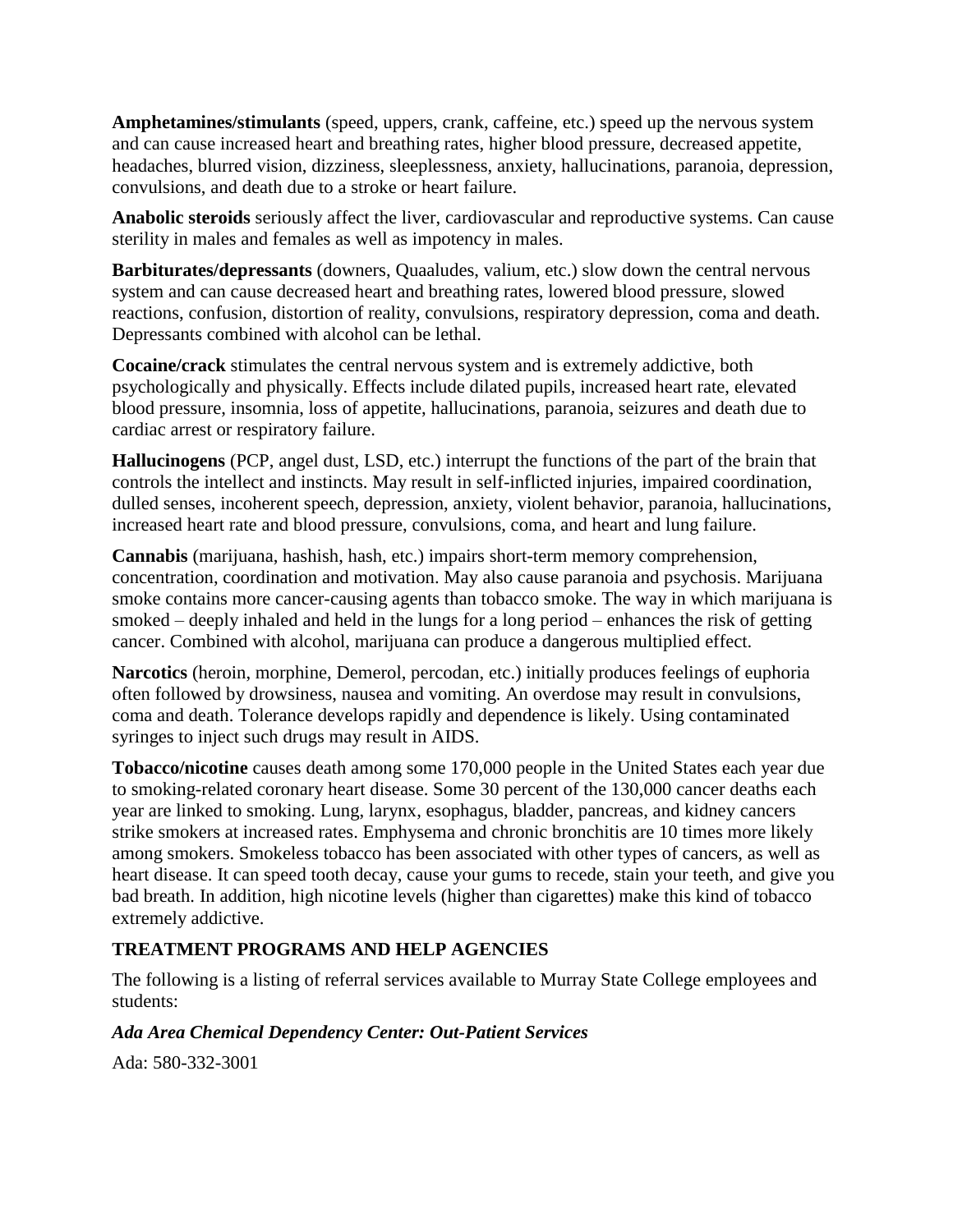**Amphetamines/stimulants** (speed, uppers, crank, caffeine, etc.) speed up the nervous system and can cause increased heart and breathing rates, higher blood pressure, decreased appetite, headaches, blurred vision, dizziness, sleeplessness, anxiety, hallucinations, paranoia, depression, convulsions, and death due to a stroke or heart failure.

**Anabolic steroids** seriously affect the liver, cardiovascular and reproductive systems. Can cause sterility in males and females as well as impotency in males.

**Barbiturates/depressants** (downers, Quaaludes, valium, etc.) slow down the central nervous system and can cause decreased heart and breathing rates, lowered blood pressure, slowed reactions, confusion, distortion of reality, convulsions, respiratory depression, coma and death. Depressants combined with alcohol can be lethal.

**Cocaine/crack** stimulates the central nervous system and is extremely addictive, both psychologically and physically. Effects include dilated pupils, increased heart rate, elevated blood pressure, insomnia, loss of appetite, hallucinations, paranoia, seizures and death due to cardiac arrest or respiratory failure.

**Hallucinogens** (PCP, angel dust, LSD, etc.) interrupt the functions of the part of the brain that controls the intellect and instincts. May result in self-inflicted injuries, impaired coordination, dulled senses, incoherent speech, depression, anxiety, violent behavior, paranoia, hallucinations, increased heart rate and blood pressure, convulsions, coma, and heart and lung failure.

**Cannabis** (marijuana, hashish, hash, etc.) impairs short-term memory comprehension, concentration, coordination and motivation. May also cause paranoia and psychosis. Marijuana smoke contains more cancer-causing agents than tobacco smoke. The way in which marijuana is smoked – deeply inhaled and held in the lungs for a long period – enhances the risk of getting cancer. Combined with alcohol, marijuana can produce a dangerous multiplied effect.

**Narcotics** (heroin, morphine, Demerol, percodan, etc.) initially produces feelings of euphoria often followed by drowsiness, nausea and vomiting. An overdose may result in convulsions, coma and death. Tolerance develops rapidly and dependence is likely. Using contaminated syringes to inject such drugs may result in AIDS.

**Tobacco/nicotine** causes death among some 170,000 people in the United States each year due to smoking-related coronary heart disease. Some 30 percent of the 130,000 cancer deaths each year are linked to smoking. Lung, larynx, esophagus, bladder, pancreas, and kidney cancers strike smokers at increased rates. Emphysema and chronic bronchitis are 10 times more likely among smokers. Smokeless tobacco has been associated with other types of cancers, as well as heart disease. It can speed tooth decay, cause your gums to recede, stain your teeth, and give you bad breath. In addition, high nicotine levels (higher than cigarettes) make this kind of tobacco extremely addictive.

## TREATMENT PROGRAMS AND HELP AGENCIES

The following is a listing of referral services available to Murray State College employees and students:

***Ada Area Chemical Dependency Center: Out-Patient Services***

Ada: 580-332-3001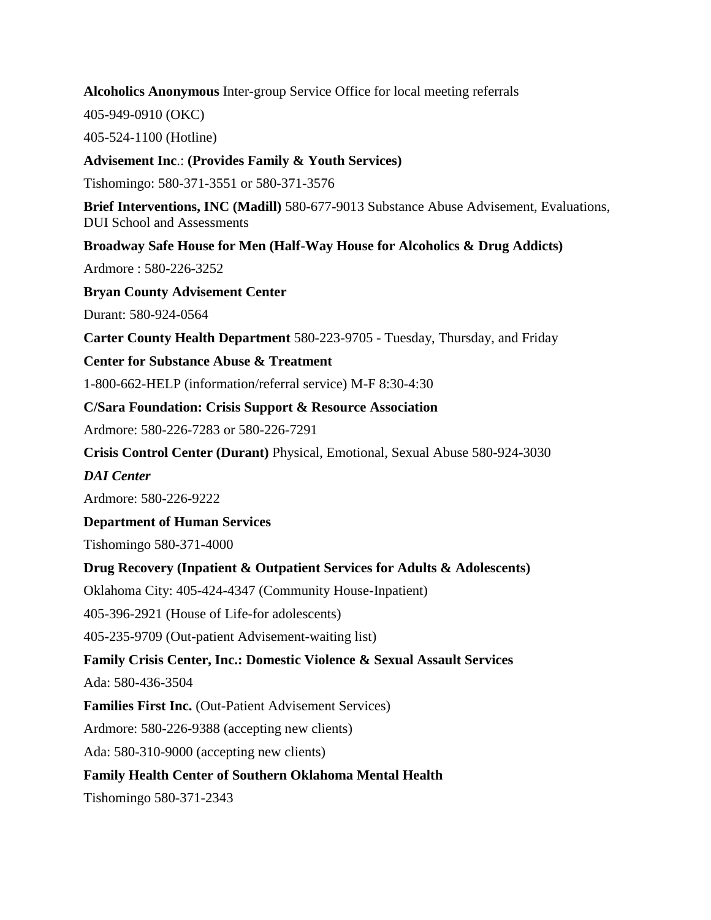**Alcoholics Anonymous** Inter-group Service Office for local meeting referrals

405-949-0910 (OKC)

405-524-1100 (Hotline)

**Advisement Inc**.: **(Provides Family & Youth Services)**

Tishomingo: 580-371-3551 or 580-371-3576

**Brief Interventions, INC (Madill)** 580-677-9013 Substance Abuse Advisement, Evaluations, DUI School and Assessments

**Broadway Safe House for Men (Half-Way House for Alcoholics & Drug Addicts)**

Ardmore : 580-226-3252

**Bryan County Advisement Center**

Durant: 580-924-0564

**Carter County Health Department** 580-223-9705 - Tuesday, Thursday, and Friday

**Center for Substance Abuse & Treatment**

1-800-662-HELP (information/referral service) M-F 8:30-4:30

**C/Sara Foundation: Crisis Support & Resource Association**

Ardmore: 580-226-7283 or 580-226-7291

**Crisis Control Center (Durant)** Physical, Emotional, Sexual Abuse 580-924-3030

***DAI Center***

Ardmore: 580-226-9222

**Department of Human Services**

Tishomingo 580-371-4000

**Drug Recovery (Inpatient & Outpatient Services for Adults & Adolescents)**

Oklahoma City: 405-424-4347 (Community House-Inpatient)

405-396-2921 (House of Life-for adolescents)

405-235-9709 (Out-patient Advisement-waiting list)

**Family Crisis Center, Inc.: Domestic Violence & Sexual Assault Services**

Ada: 580-436-3504

**Families First Inc.** (Out-Patient Advisement Services)

Ardmore: 580-226-9388 (accepting new clients)

Ada: 580-310-9000 (accepting new clients)

**Family Health Center of Southern Oklahoma Mental Health**

Tishomingo 580-371-2343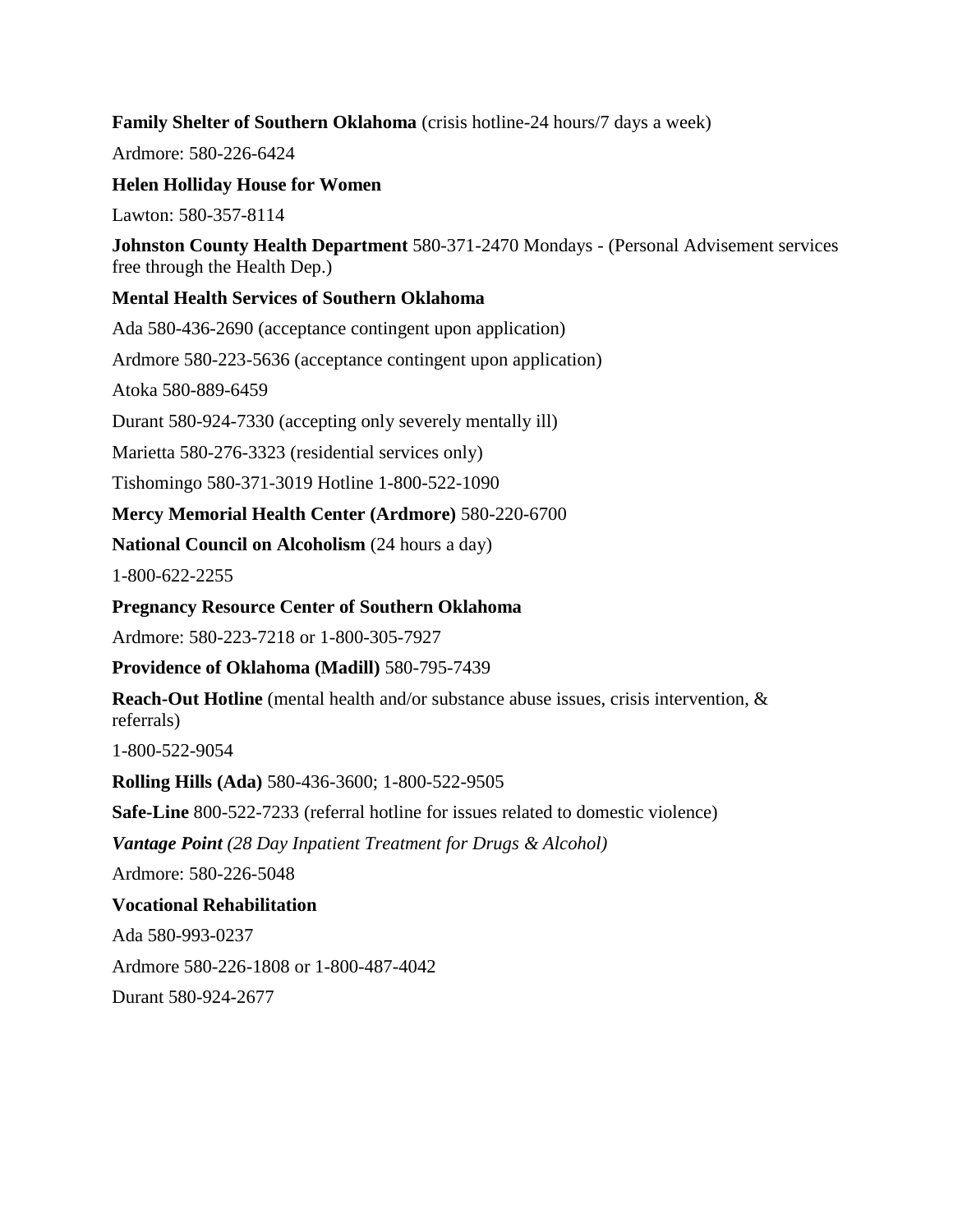**Family Shelter of Southern Oklahoma** (crisis hotline-24 hours/7 days a week)

Ardmore: 580-226-6424

**Helen Holliday House for Women**

Lawton: 580-357-8114

**Johnston County Health Department** 580-371-2470 Mondays - (Personal Advisement services free through the Health Dep.)

**Mental Health Services of Southern Oklahoma**

Ada 580-436-2690 (acceptance contingent upon application)

Ardmore 580-223-5636 (acceptance contingent upon application)

Atoka 580-889-6459

Durant 580-924-7330 (accepting only severely mentally ill)

Marietta 580-276-3323 (residential services only)

Tishomingo 580-371-3019 Hotline 1-800-522-1090

**Mercy Memorial Health Center (Ardmore)** 580-220-6700

**National Council on Alcoholism** (24 hours a day)

1-800-622-2255

**Pregnancy Resource Center of Southern Oklahoma**

Ardmore: 580-223-7218 or 1-800-305-7927

**Providence of Oklahoma (Madill)** 580-795-7439

**Reach-Out Hotline** (mental health and/or substance abuse issues, crisis intervention, & referrals)

1-800-522-9054

**Rolling Hills (Ada)** 580-436-3600; 1-800-522-9505

**Safe-Line** 800-522-7233 (referral hotline for issues related to domestic violence)

***Vantage Point*** *(28 Day Inpatient Treatment for Drugs & Alcohol)*

Ardmore: 580-226-5048

**Vocational Rehabilitation**

Ada 580-993-0237

Ardmore 580-226-1808 or 1-800-487-4042

Durant 580-924-2677